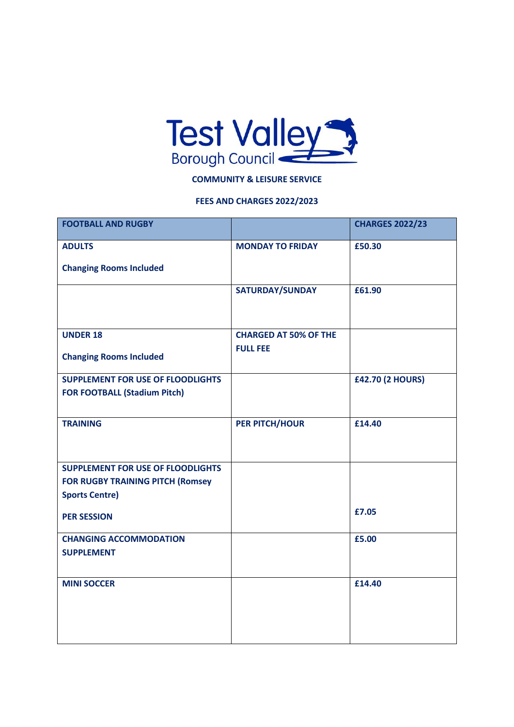Test Valley Borough Council

**COMMUNITY & LEISURE SERVICE**

**FEES AND CHARGES 2022/2023**

| FOOTBALL AND RUGBY | | CHARGES 2022/23 |
|---|---|---|
| **ADULTS**<br><br>**Changing Rooms Included** | **MONDAY TO FRIDAY** | **£50.30** |
| | **SATURDAY/SUNDAY** | **£61.90** |
| **UNDER 18**<br><br>**Changing Rooms Included** | **CHARGED AT 50% OF THE FULL FEE** | |
| **SUPPLEMENT FOR USE OF FLOODLIGHTS FOR FOOTBALL (Stadium Pitch)** | | **£42.70 (2 HOURS)** |
| **TRAINING** | **PER PITCH/HOUR** | **£14.40** |
| **SUPPLEMENT FOR USE OF FLOODLIGHTS FOR RUGBY TRAINING PITCH (Romsey Sports Centre)**<br><br>**PER SESSION** | | **£7.05** |
| **CHANGING ACCOMMODATION SUPPLEMENT** | | **£5.00** |
| **MINI SOCCER** | | **£14.40** |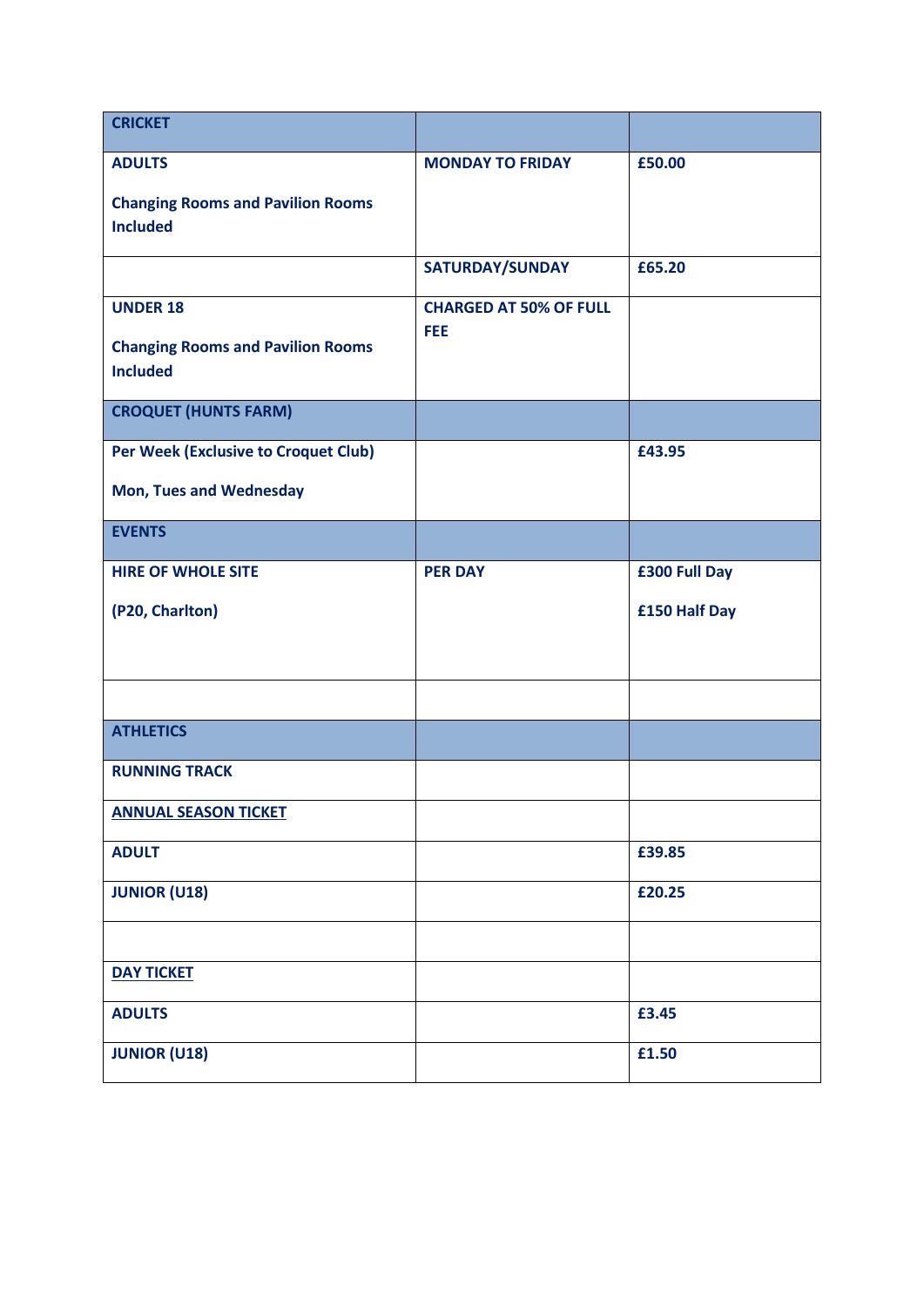| CRICKET | | |
|---|---|---|
| **ADULTS**<br><br>**Changing Rooms and Pavilion Rooms Included** | **MONDAY TO FRIDAY** | **£50.00** |
| | **SATURDAY/SUNDAY** | **£65.20** |
| **UNDER 18**<br><br>**Changing Rooms and Pavilion Rooms Included** | **CHARGED AT 50% OF FULL FEE** | |
| **CROQUET (HUNTS FARM)** | | |
| **Per Week (Exclusive to Croquet Club)**<br><br>**Mon, Tues and Wednesday** | | **£43.95** |
| **EVENTS** | | |
| **HIRE OF WHOLE SITE**<br><br>**(P20, Charlton)** | **PER DAY** | **£300 Full Day**<br><br>**£150 Half Day** |
| | | |
| **ATHLETICS** | | |
| **RUNNING TRACK** | | |
| **ANNUAL SEASON TICKET** | | |
| **ADULT** | | **£39.85** |
| **JUNIOR (U18)** | | **£20.25** |
| | | |
| **DAY TICKET** | | |
| **ADULTS** | | **£3.45** |
| **JUNIOR (U18)** | | **£1.50** |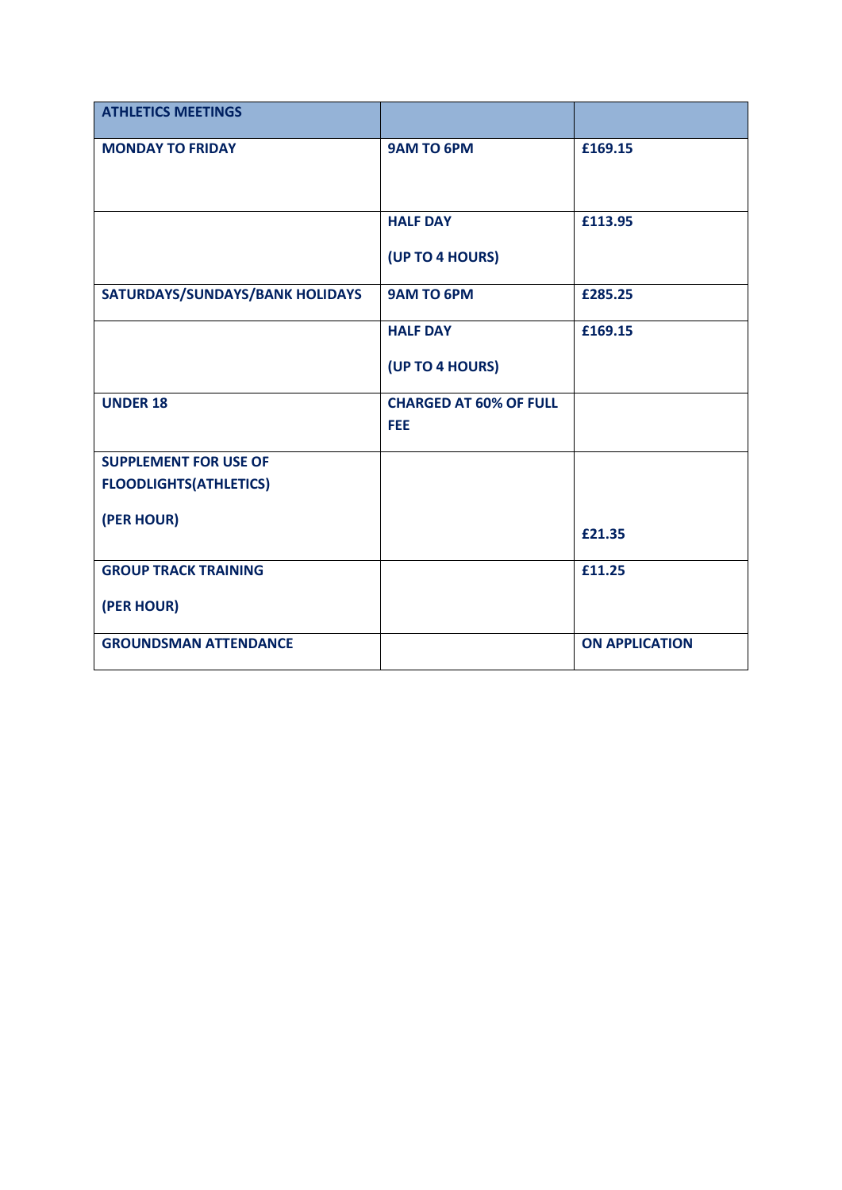| ATHLETICS MEETINGS | | |
|---|---|---|
| MONDAY TO FRIDAY | 9AM TO 6PM | £169.15 |
| | HALF DAY (UP TO 4 HOURS) | £113.95 |
| SATURDAYS/SUNDAYS/BANK HOLIDAYS | 9AM TO 6PM | £285.25 |
| | HALF DAY (UP TO 4 HOURS) | £169.15 |
| UNDER 18 | CHARGED AT 60% OF FULL FEE | |
| SUPPLEMENT FOR USE OF FLOODLIGHTS(ATHLETICS) (PER HOUR) | | £21.35 |
| GROUP TRACK TRAINING (PER HOUR) | | £11.25 |
| GROUNDSMAN ATTENDANCE | | ON APPLICATION |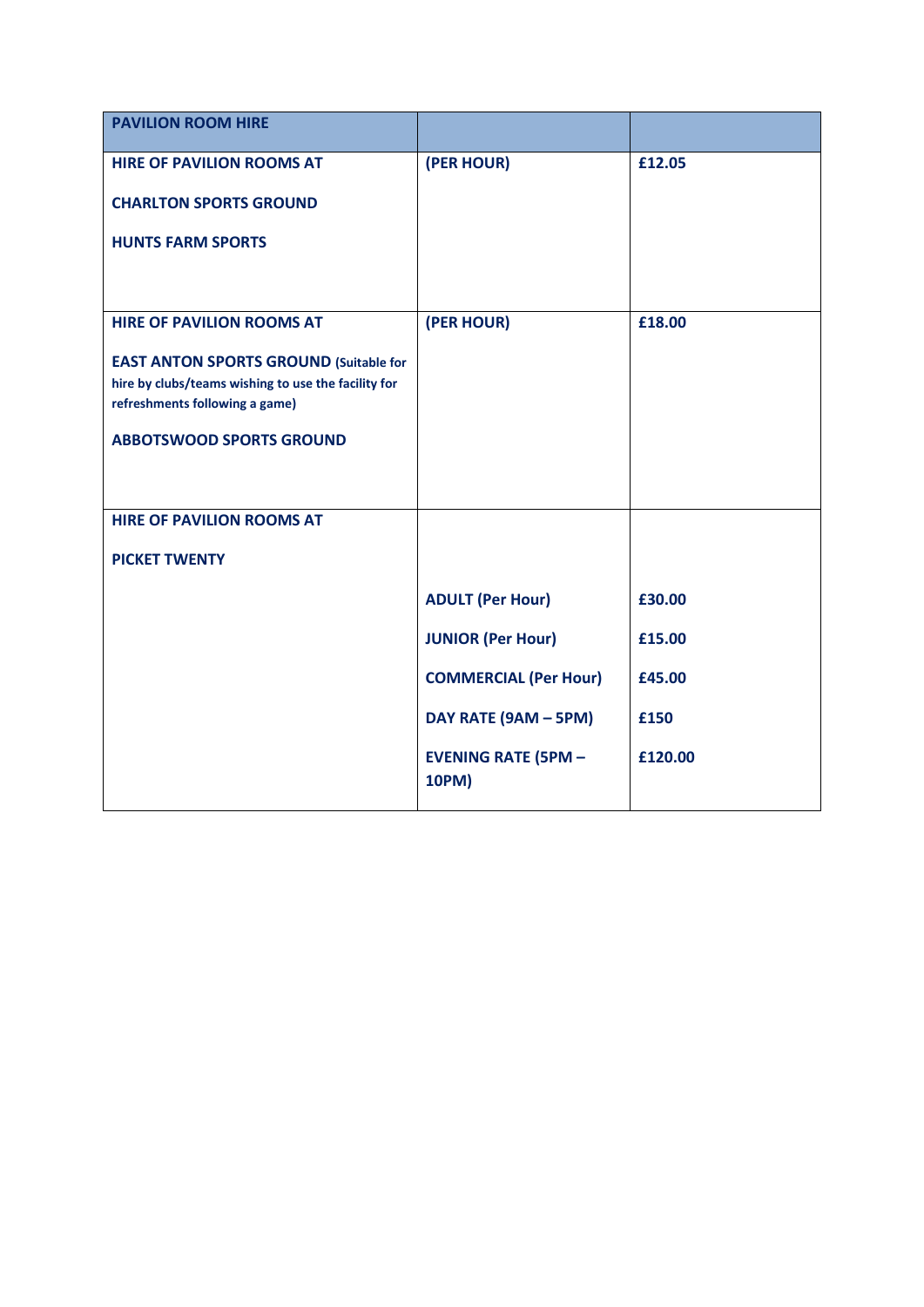| PAVILION ROOM HIRE | | |
|---|---|---|
| **HIRE OF PAVILION ROOMS AT**<br><br>**CHARLTON SPORTS GROUND**<br><br>**HUNTS FARM SPORTS** | **(PER HOUR)** | **£12.05** |
| **HIRE OF PAVILION ROOMS AT**<br><br>**EAST ANTON SPORTS GROUND (Suitable for hire by clubs/teams wishing to use the facility for refreshments following a game)**<br><br>**ABBOTSWOOD SPORTS GROUND** | **(PER HOUR)** | **£18.00** |
| **HIRE OF PAVILION ROOMS AT**<br><br>**PICKET TWENTY** | | |
| | **ADULT (Per Hour)** | **£30.00** |
| | **JUNIOR (Per Hour)** | **£15.00** |
| | **COMMERCIAL (Per Hour)** | **£45.00** |
| | **DAY RATE (9AM – 5PM)** | **£150** |
| | **EVENING RATE (5PM – 10PM)** | **£120.00** |